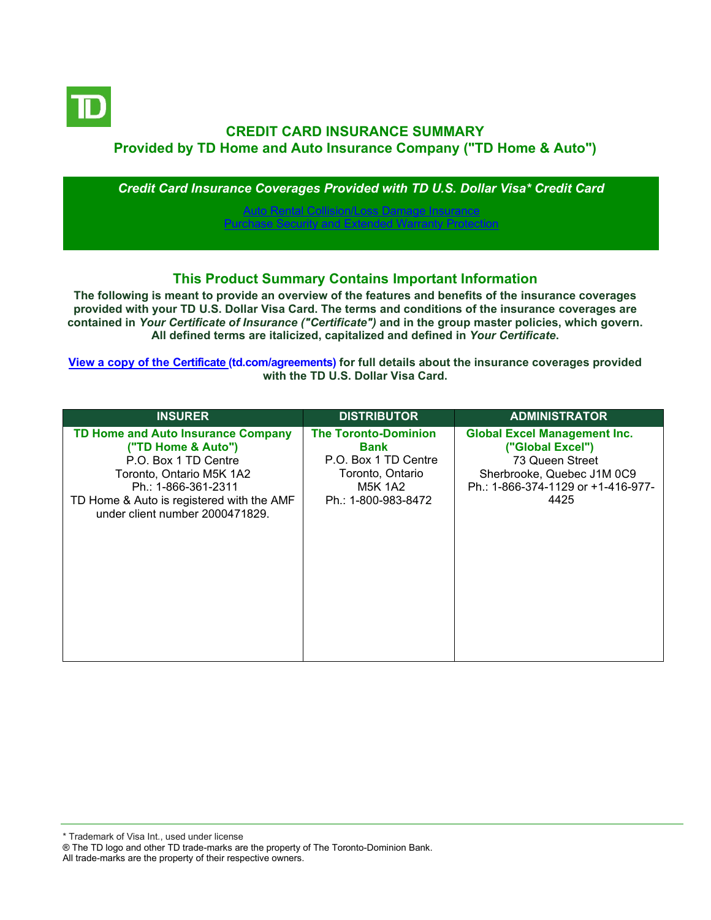# CREDIT CARD INSURANCE SUMMARY

## Provided by TD Home and Auto Insurance Company ("TD Home & Auto")

***Credit Card Insurance Coverages Provided with TD U.S. Dollar Visa* Credit Card***

Auto Rental Collision/Loss Damage Insurance
Purchase Security and Extended Warranty Protection

## This Product Summary Contains Important Information

**The following is meant to provide an overview of the features and benefits of the insurance coverages provided with your TD U.S. Dollar Visa Card. The terms and conditions of the insurance coverages are contained in *Your Certificate of Insurance ("Certificate")* and in the group master policies, which govern. All defined terms are italicized, capitalized and defined in *Your Certificate*.**

**View a copy of the Certificate (td.com/agreements) for full details about the insurance coverages provided with the TD U.S. Dollar Visa Card.**

| INSURER | DISTRIBUTOR | ADMINISTRATOR |
|---|---|---|
| **TD Home and Auto Insurance Company ("TD Home & Auto")**<br>P.O. Box 1 TD Centre<br>Toronto, Ontario M5K 1A2<br>Ph.: 1-866-361-2311<br>TD Home & Auto is registered with the AMF under client number 2000471829. | **The Toronto-Dominion Bank**<br>P.O. Box 1 TD Centre<br>Toronto, Ontario<br>M5K 1A2<br>Ph.: 1-800-983-8472 | **Global Excel Management Inc. ("Global Excel")**<br>73 Queen Street<br>Sherbrooke, Quebec J1M 0C9<br>Ph.: 1-866-374-1129 or +1-416-977-4425 |

\* Trademark of Visa Int., used under license
® The TD logo and other TD trade-marks are the property of The Toronto-Dominion Bank.
All trade-marks are the property of their respective owners.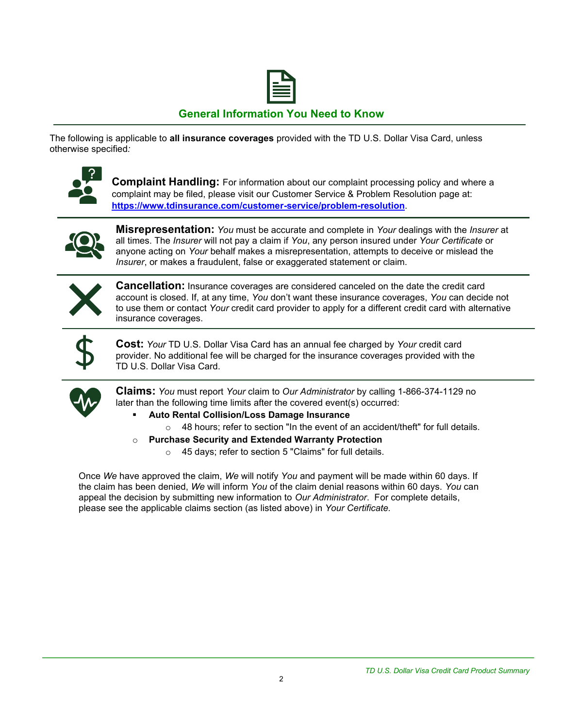## General Information You Need to Know

The following is applicable to **all insurance coverages** provided with the TD U.S. Dollar Visa Card, unless otherwise specified*:*

**Complaint Handling:** For information about our complaint processing policy and where a complaint may be filed, please visit our Customer Service & Problem Resolution page at: **https://www.tdinsurance.com/customer-service/problem-resolution**.

**Misrepresentation:** *You* must be accurate and complete in *Your* dealings with the *Insurer* at all times. The *Insurer* will not pay a claim if *You*, any person insured under *Your Certificate* or anyone acting on *Your* behalf makes a misrepresentation, attempts to deceive or mislead the *Insurer*, or makes a fraudulent, false or exaggerated statement or claim.

**Cancellation:** Insurance coverages are considered canceled on the date the credit card account is closed. If, at any time, *You* don't want these insurance coverages, *You* can decide not to use them or contact *Your* credit card provider to apply for a different credit card with alternative insurance coverages.

**Cost:** *Your* TD U.S. Dollar Visa Card has an annual fee charged by *Your* credit card provider. No additional fee will be charged for the insurance coverages provided with the TD U.S. Dollar Visa Card.

**Claims:** *You* must report *Your* claim to *Our Administrator* by calling 1-866-374-1129 no later than the following time limits after the covered event(s) occurred:

- **Auto Rental Collision/Loss Damage Insurance**
  - 48 hours; refer to section "In the event of an accident/theft" for full details.
- **Purchase Security and Extended Warranty Protection**
  - 45 days; refer to section 5 "Claims" for full details.

Once *We* have approved the claim, *We* will notify *You* and payment will be made within 60 days. If the claim has been denied, *We* will inform *You* of the claim denial reasons within 60 days. *You* can appeal the decision by submitting new information to *Our Administrator*. For complete details, please see the applicable claims section (as listed above) in *Your Certificate*.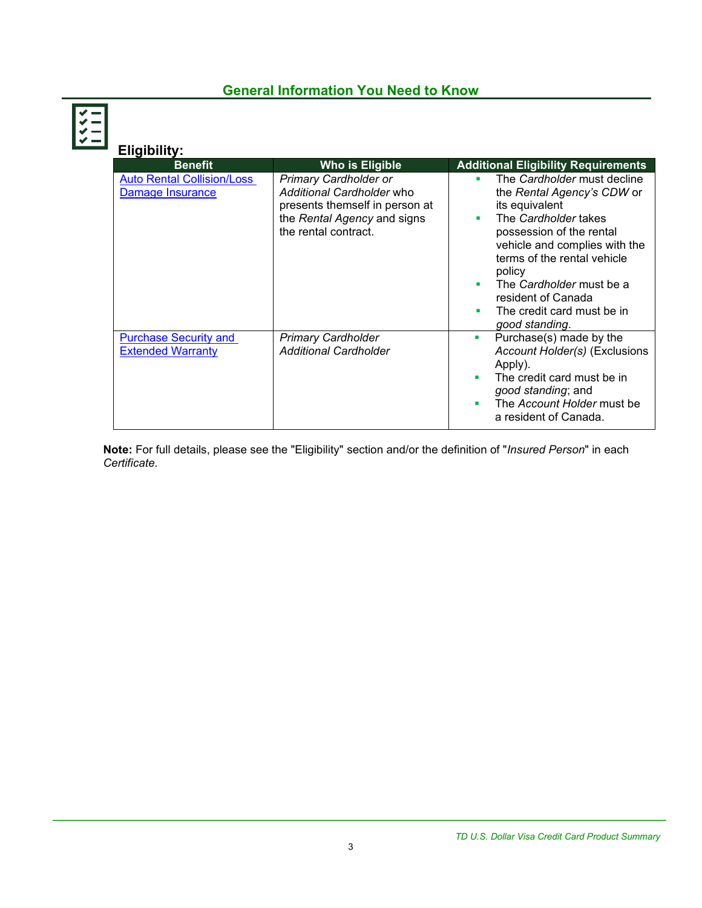## General Information You Need to Know

### Eligibility:

| Benefit | Who is Eligible | Additional Eligibility Requirements |
| --- | --- | --- |
| Auto Rental Collision/Loss Damage Insurance | *Primary Cardholder or Additional Cardholder* who presents themself in person at the *Rental Agency* and signs the rental contract. | ▪ The *Cardholder* must decline the *Rental Agency's CDW* or its equivalent<br>▪ The *Cardholder* takes possession of the rental vehicle and complies with the terms of the rental vehicle policy<br>▪ The *Cardholder* must be a resident of Canada<br>▪ The credit card must be in *good standing*. |
| Purchase Security and Extended Warranty | *Primary Cardholder*<br>*Additional Cardholder* | ▪ Purchase(s) made by the *Account Holder(s)* (Exclusions Apply).<br>▪ The credit card must be in *good standing*; and<br>▪ The *Account Holder* must be a resident of Canada. |

**Note:** For full details, please see the "Eligibility" section and/or the definition of "*Insured Person*" in each *Certificate*.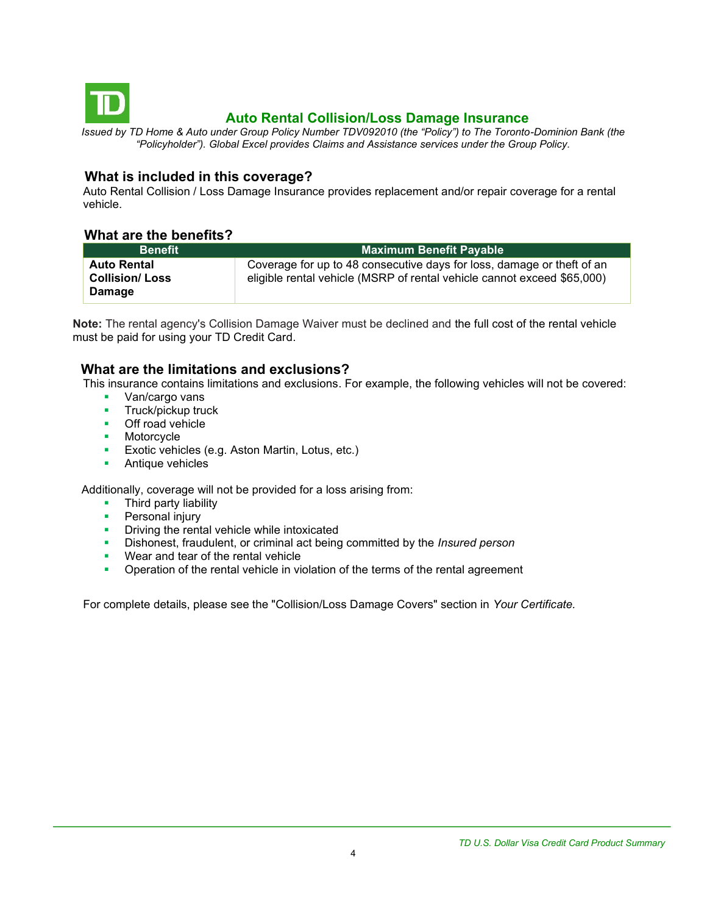## Auto Rental Collision/Loss Damage Insurance

*Issued by TD Home & Auto under Group Policy Number TDV092010 (the "Policy") to The Toronto-Dominion Bank (the "Policyholder"). Global Excel provides Claims and Assistance services under the Group Policy.*

### What is included in this coverage?

Auto Rental Collision / Loss Damage Insurance provides replacement and/or repair coverage for a rental vehicle.

### What are the benefits?

| Benefit | Maximum Benefit Payable |
|---|---|
| **Auto Rental Collision/ Loss Damage** | Coverage for up to 48 consecutive days for loss, damage or theft of an eligible rental vehicle (MSRP of rental vehicle cannot exceed $65,000) |

**Note:** The rental agency's Collision Damage Waiver must be declined and the full cost of the rental vehicle must be paid for using your TD Credit Card.

### What are the limitations and exclusions?

This insurance contains limitations and exclusions. For example, the following vehicles will not be covered:

- Van/cargo vans
- Truck/pickup truck
- Off road vehicle
- Motorcycle
- Exotic vehicles (e.g. Aston Martin, Lotus, etc.)
- Antique vehicles

Additionally, coverage will not be provided for a loss arising from:

- Third party liability
- Personal injury
- Driving the rental vehicle while intoxicated
- Dishonest, fraudulent, or criminal act being committed by the *Insured person*
- Wear and tear of the rental vehicle
- Operation of the rental vehicle in violation of the terms of the rental agreement

For complete details, please see the "Collision/Loss Damage Covers" section in *Your Certificate.*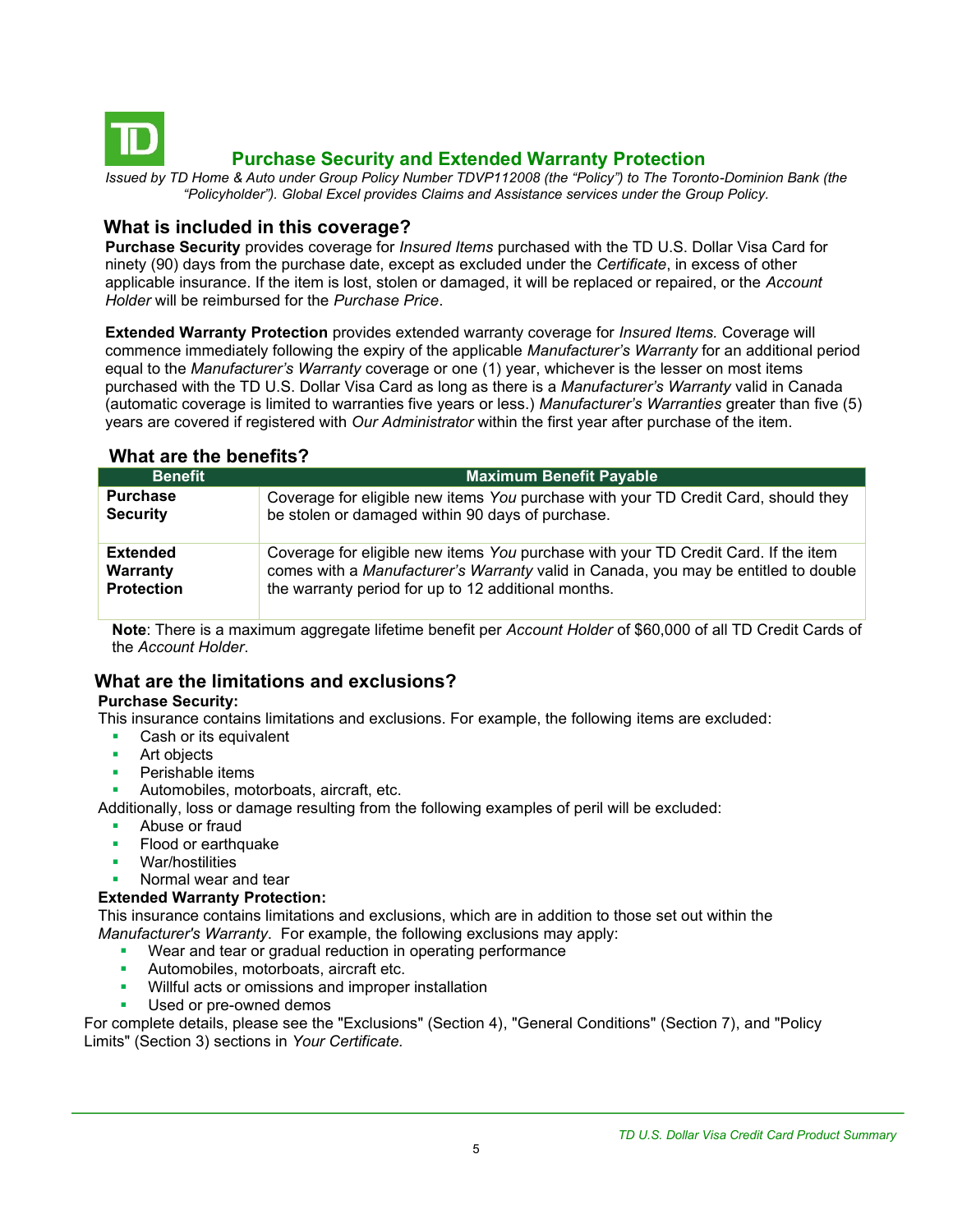# Purchase Security and Extended Warranty Protection

*Issued by TD Home & Auto under Group Policy Number TDVP112008 (the "Policy") to The Toronto-Dominion Bank (the "Policyholder"). Global Excel provides Claims and Assistance services under the Group Policy.*

## What is included in this coverage?

**Purchase Security** provides coverage for *Insured Items* purchased with the TD U.S. Dollar Visa Card for ninety (90) days from the purchase date, except as excluded under the *Certificate*, in excess of other applicable insurance. If the item is lost, stolen or damaged, it will be replaced or repaired, or the *Account Holder* will be reimbursed for the *Purchase Price*.

**Extended Warranty Protection** provides extended warranty coverage for *Insured Items.* Coverage will commence immediately following the expiry of the applicable *Manufacturer's Warranty* for an additional period equal to the *Manufacturer's Warranty* coverage or one (1) year, whichever is the lesser on most items purchased with the TD U.S. Dollar Visa Card as long as there is a *Manufacturer's Warranty* valid in Canada (automatic coverage is limited to warranties five years or less.) *Manufacturer's Warranties* greater than five (5) years are covered if registered with *Our Administrator* within the first year after purchase of the item.

## What are the benefits?

| Benefit | Maximum Benefit Payable |
|---|---|
| **Purchase Security** | Coverage for eligible new items *You* purchase with your TD Credit Card, should they be stolen or damaged within 90 days of purchase. |
| **Extended Warranty Protection** | Coverage for eligible new items *You* purchase with your TD Credit Card. If the item comes with a *Manufacturer's Warranty* valid in Canada, you may be entitled to double the warranty period for up to 12 additional months. |

**Note**: There is a maximum aggregate lifetime benefit per *Account Holder* of $60,000 of all TD Credit Cards of the *Account Holder*.

## What are the limitations and exclusions?

**Purchase Security:**

This insurance contains limitations and exclusions. For example, the following items are excluded:

- Cash or its equivalent
- Art objects
- Perishable items
- Automobiles, motorboats, aircraft, etc.

Additionally, loss or damage resulting from the following examples of peril will be excluded:

- Abuse or fraud
- Flood or earthquake
- War/hostilities
- Normal wear and tear

**Extended Warranty Protection:**

This insurance contains limitations and exclusions, which are in addition to those set out within the *Manufacturer's Warranty*. For example, the following exclusions may apply:

- Wear and tear or gradual reduction in operating performance
- Automobiles, motorboats, aircraft etc.
- Willful acts or omissions and improper installation
- Used or pre-owned demos

For complete details, please see the "Exclusions" (Section 4), "General Conditions" (Section 7), and "Policy Limits" (Section 3) sections in *Your Certificate.*